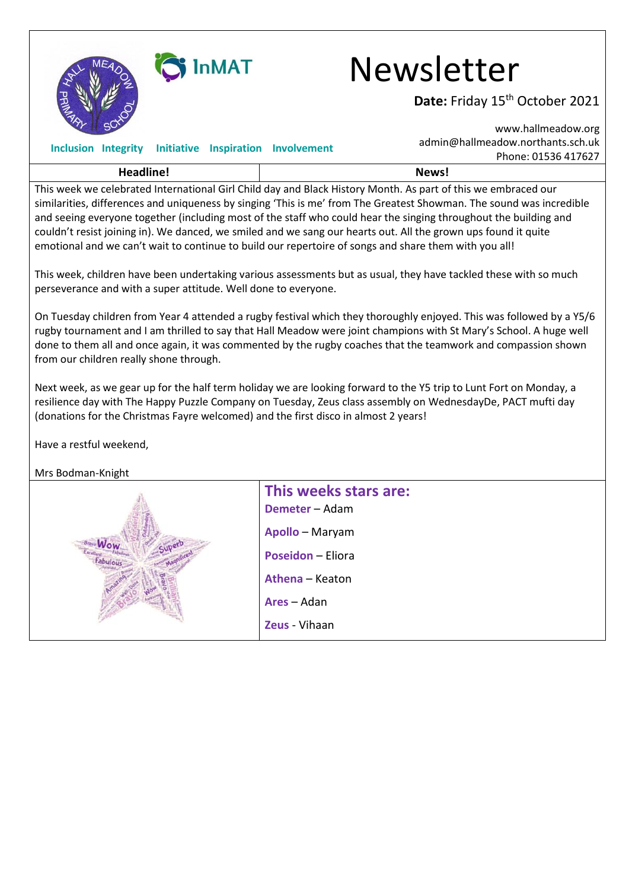# Newsletter

**Date:** Friday 15th October 2021

**Inclusion Integrity Initiative Inspiration Involvement**

www.hallmeadow.org
admin@hallmeadow.northants.sch.uk
Phone: 01536 417627

| Headline! | News! |
|---|---|

This week we celebrated International Girl Child day and Black History Month. As part of this we embraced our similarities, differences and uniqueness by singing 'This is me' from The Greatest Showman. The sound was incredible and seeing everyone together (including most of the staff who could hear the singing throughout the building and couldn't resist joining in). We danced, we smiled and we sang our hearts out. All the grown ups found it quite emotional and we can't wait to continue to build our repertoire of songs and share them with you all!

This week, children have been undertaking various assessments but as usual, they have tackled these with so much perseverance and with a super attitude. Well done to everyone.

On Tuesday children from Year 4 attended a rugby festival which they thoroughly enjoyed. This was followed by a Y5/6 rugby tournament and I am thrilled to say that Hall Meadow were joint champions with St Mary's School. A huge well done to them all and once again, it was commented by the rugby coaches that the teamwork and compassion shown from our children really shone through.

Next week, as we gear up for the half term holiday we are looking forward to the Y5 trip to Lunt Fort on Monday, a resilience day with The Happy Puzzle Company on Tuesday, Zeus class assembly on WednesdayDe, PACT mufti day (donations for the Christmas Fayre welcomed) and the first disco in almost 2 years!

Have a restful weekend,

Mrs Bodman-Knight

## This weeks stars are:

**Demeter** – Adam

**Apollo** – Maryam

**Poseidon** – Eliora

**Athena** – Keaton

**Ares** – Adan

**Zeus** - Vihaan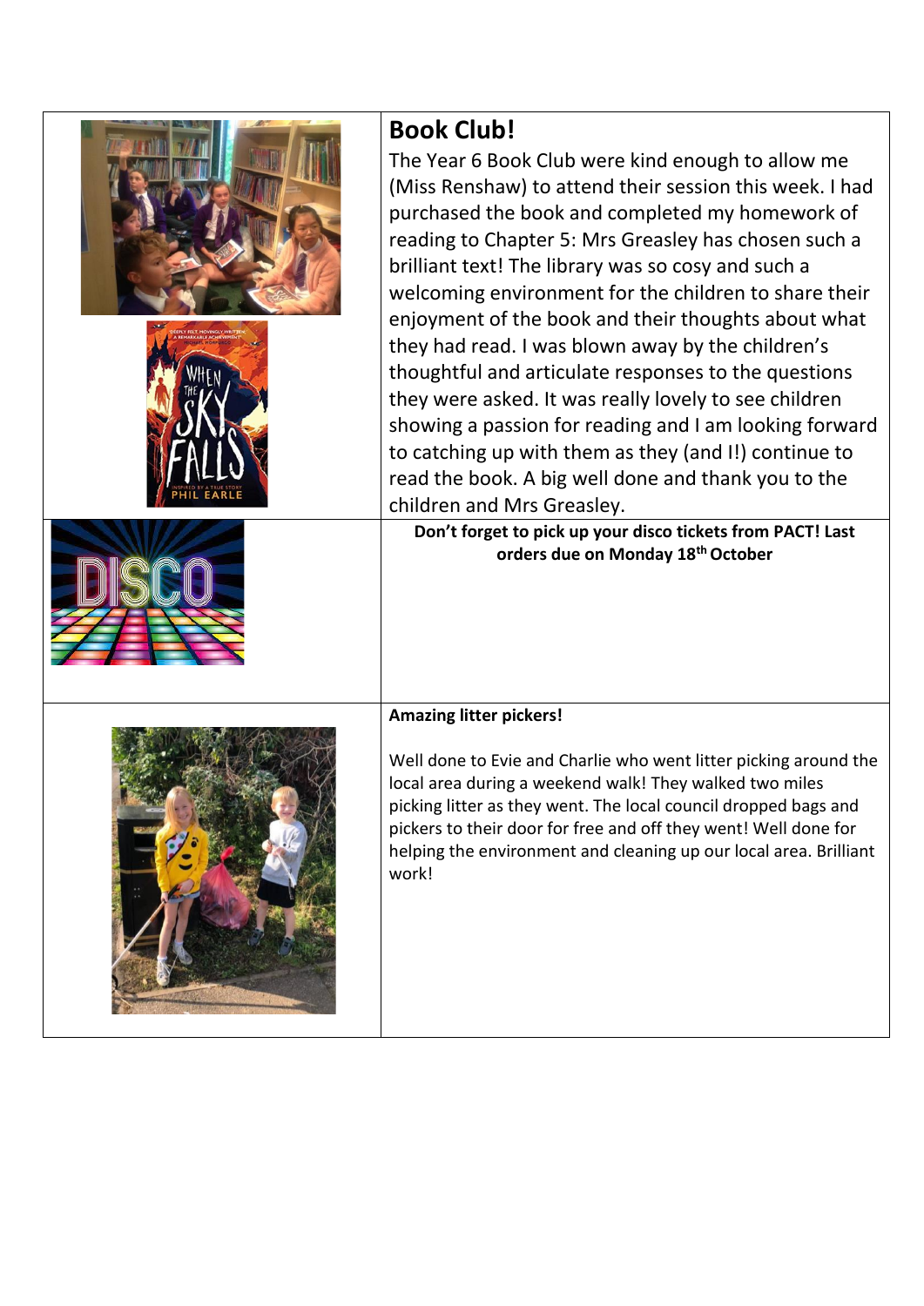## Book Club!

The Year 6 Book Club were kind enough to allow me (Miss Renshaw) to attend their session this week. I had purchased the book and completed my homework of reading to Chapter 5: Mrs Greasley has chosen such a brilliant text! The library was so cosy and such a welcoming environment for the children to share their enjoyment of the book and their thoughts about what they had read. I was blown away by the children's thoughtful and articulate responses to the questions they were asked. It was really lovely to see children showing a passion for reading and I am looking forward to catching up with them as they (and I!) continue to read the book. A big well done and thank you to the children and Mrs Greasley.

**Don't forget to pick up your disco tickets from PACT! Last orders due on Monday 18th October**

**Amazing litter pickers!**

Well done to Evie and Charlie who went litter picking around the local area during a weekend walk! They walked two miles picking litter as they went. The local council dropped bags and pickers to their door for free and off they went! Well done for helping the environment and cleaning up our local area. Brilliant work!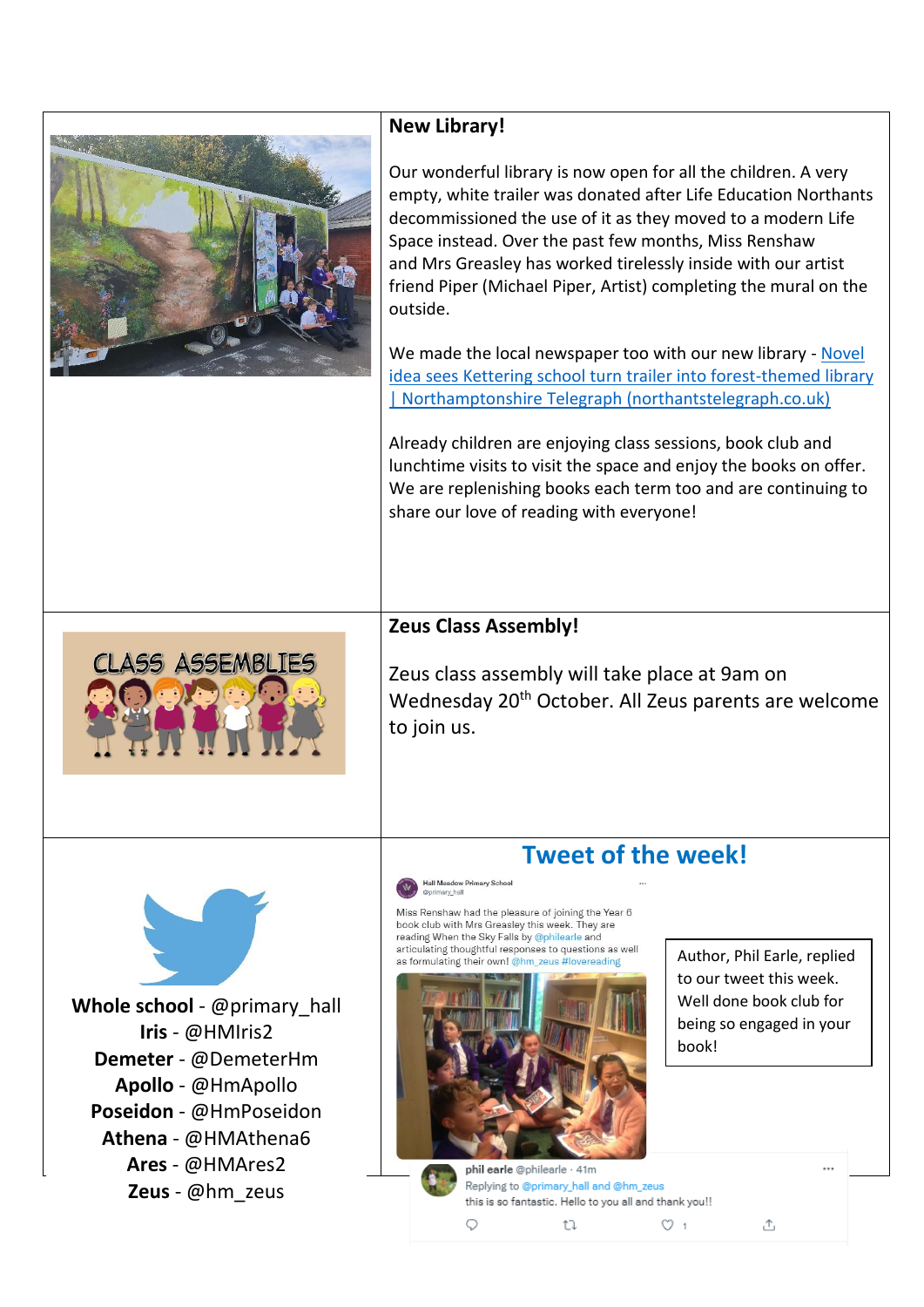## New Library!

Our wonderful library is now open for all the children. A very empty, white trailer was donated after Life Education Northants decommissioned the use of it as they moved to a modern Life Space instead. Over the past few months, Miss Renshaw and Mrs Greasley has worked tirelessly inside with our artist friend Piper (Michael Piper, Artist) completing the mural on the outside.

We made the local newspaper too with our new library - Novel idea sees Kettering school turn trailer into forest-themed library | Northamptonshire Telegraph (northantstelegraph.co.uk)

Already children are enjoying class sessions, book club and lunchtime visits to visit the space and enjoy the books on offer. We are replenishing books each term too and are continuing to share our love of reading with everyone!

CLASS ASSEMBLIES

## Zeus Class Assembly!

Zeus class assembly will take place at 9am on Wednesday 20th October. All Zeus parents are welcome to join us.

**Whole school** - @primary_hall
**Iris** - @HMIris2
**Demeter** - @DemeterHm
**Apollo** - @HmApollo
**Poseidon** - @HmPoseidon
**Athena** - @HMAthena6
**Ares** - @HMAres2
**Zeus** - @hm_zeus

## Tweet of the week!

Hall Meadow Primary School
@primary_hall

Miss Renshaw had the pleasure of joining the Year 6 book club with Mrs Greasley this week. They are reading When the Sky Falls by @philearle and articulating thoughtful responses to questions as well as formulating their own! @hm_zeus #lovereading

phil earle @philearle · 41m
Replying to @primary_hall and @hm_zeus
this is so fantastic. Hello to you all and thank you!!

Author, Phil Earle, replied to our tweet this week. Well done book club for being so engaged in your book!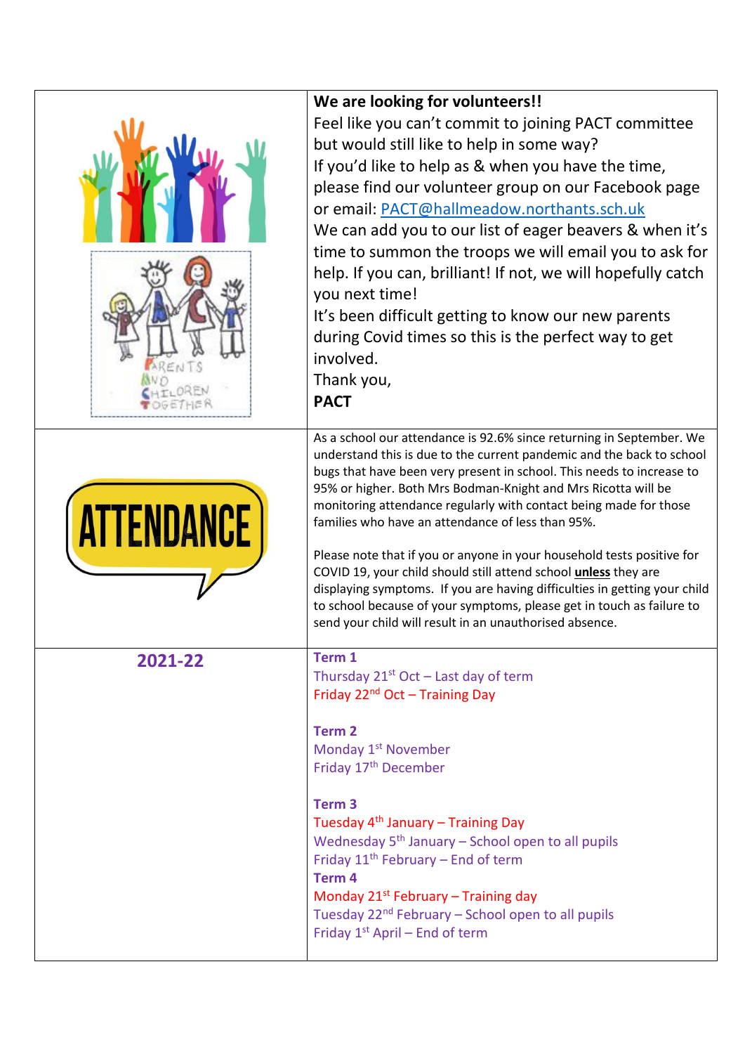**We are looking for volunteers!!**

Feel like you can't commit to joining PACT committee but would still like to help in some way?

If you'd like to help as & when you have the time, please find our volunteer group on our Facebook page or email: PACT@hallmeadow.northants.sch.uk

We can add you to our list of eager beavers & when it's time to summon the troops we will email you to ask for help. If you can, brilliant! If not, we will hopefully catch you next time!

It's been difficult getting to know our new parents during Covid times so this is the perfect way to get involved.

Thank you,

**PACT**

---

As a school our attendance is 92.6% since returning in September. We understand this is due to the current pandemic and the back to school bugs that have been very present in school. This needs to increase to 95% or higher. Both Mrs Bodman-Knight and Mrs Ricotta will be monitoring attendance regularly with contact being made for those families who have an attendance of less than 95%.

Please note that if you or anyone in your household tests positive for COVID 19, your child should still attend school **unless** they are displaying symptoms. If you are having difficulties in getting your child to school because of your symptoms, please get in touch as failure to send your child will result in an unauthorised absence.

---

**2021-22**

**Term 1**

Thursday 21st Oct – Last day of term
Friday 22nd Oct – Training Day

**Term 2**

Monday 1st November
Friday 17th December

**Term 3**

Tuesday 4th January – Training Day
Wednesday 5th January – School open to all pupils
Friday 11th February – End of term

**Term 4**

Monday 21st February – Training day
Tuesday 22nd February – School open to all pupils
Friday 1st April – End of term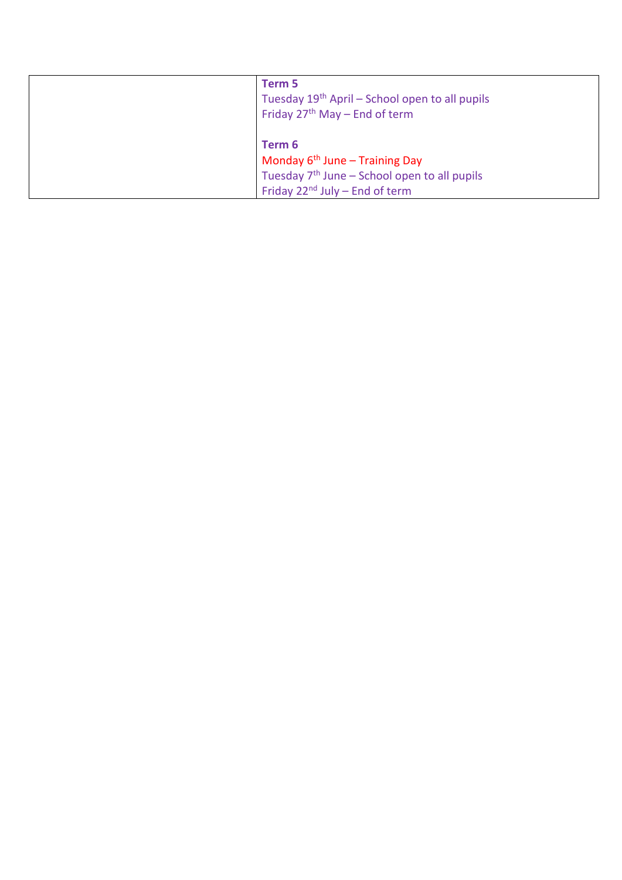| | |
|---|---|
| | **Term 5**<br>Tuesday 19th April – School open to all pupils<br>Friday 27th May – End of term<br><br>**Term 6**<br>Monday 6th June – Training Day<br>Tuesday 7th June – School open to all pupils<br>Friday 22nd July – End of term |